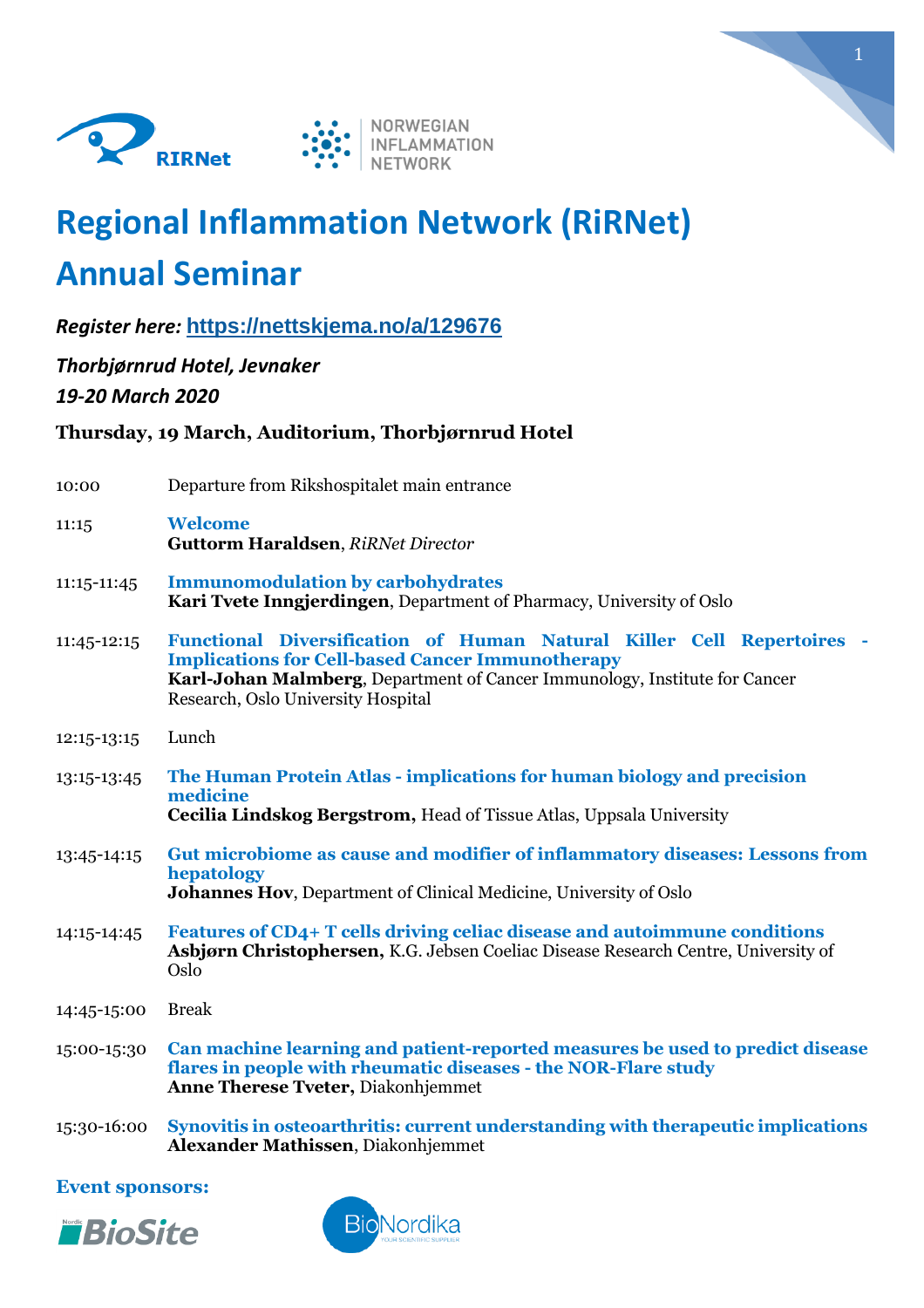RIRNet

NORWEGIAN INFLAMMATION NETWORK

# Regional Inflammation Network (RiRNet) Annual Seminar

***Register here:*** https://nettskjema.no/a/129676

***Thorbjørnrud Hotel, Jevnaker***

***19-20 March 2020***

**Thursday, 19 March, Auditorium, Thorbjørnrud Hotel**

| | |
|---|---|
| 10:00 | Departure from Rikshospitalet main entrance |
| 11:15 | **Welcome**<br>**Guttorm Haraldsen**, *RiRNet Director* |
| 11:15-11:45 | **Immunomodulation by carbohydrates**<br>**Kari Tvete Inngjerdingen**, Department of Pharmacy, University of Oslo |
| 11:45-12:15 | **Functional Diversification of Human Natural Killer Cell Repertoires - Implications for Cell-based Cancer Immunotherapy**<br>**Karl-Johan Malmberg**, Department of Cancer Immunology, Institute for Cancer Research, Oslo University Hospital |
| 12:15-13:15 | Lunch |
| 13:15-13:45 | **The Human Protein Atlas - implications for human biology and precision medicine**<br>**Cecilia Lindskog Bergstrom,** Head of Tissue Atlas, Uppsala University |
| 13:45-14:15 | **Gut microbiome as cause and modifier of inflammatory diseases: Lessons from hepatology**<br>**Johannes Hov**, Department of Clinical Medicine, University of Oslo |
| 14:15-14:45 | **Features of CD4+ T cells driving celiac disease and autoimmune conditions**<br>**Asbjørn Christophersen,** K.G. Jebsen Coeliac Disease Research Centre, University of Oslo |
| 14:45-15:00 | Break |
| 15:00-15:30 | **Can machine learning and patient-reported measures be used to predict disease flares in people with rheumatic diseases - the NOR-Flare study**<br>**Anne Therese Tveter,** Diakonhjemmet |
| 15:30-16:00 | **Synovitis in osteoarthritis: current understanding with therapeutic implications**<br>**Alexander Mathissen**, Diakonhjemmet |

**Event sponsors:**

Nordic BioSite

BioNordika YOUR SCIENTIFIC SUPPLIER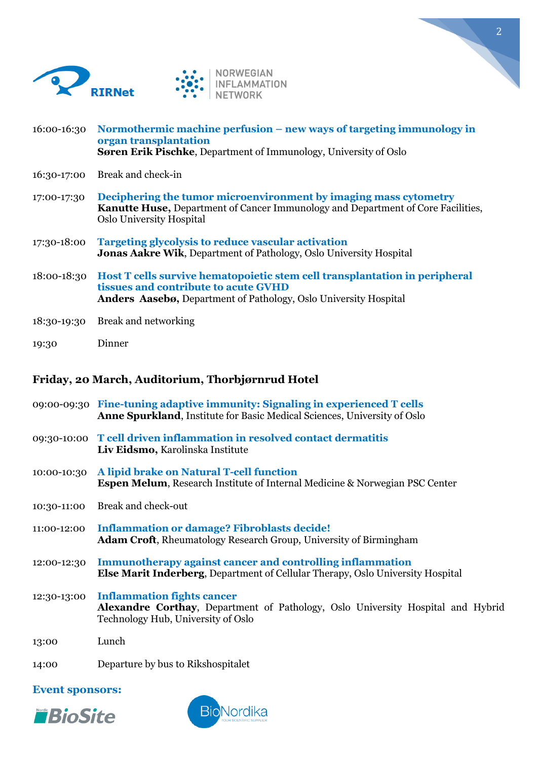RIRNet

NORWEGIAN INFLAMMATION NETWORK

16:00-16:30 **Normothermic machine perfusion – new ways of targeting immunology in organ transplantation**
**Søren Erik Pischke**, Department of Immunology, University of Oslo

16:30-17:00 Break and check-in

17:00-17:30 **Deciphering the tumor microenvironment by imaging mass cytometry**
**Kanutte Huse,** Department of Cancer Immunology and Department of Core Facilities, Oslo University Hospital

17:30-18:00 **Targeting glycolysis to reduce vascular activation**
**Jonas Aakre Wik**, Department of Pathology, Oslo University Hospital

18:00-18:30 **Host T cells survive hematopoietic stem cell transplantation in peripheral tissues and contribute to acute GVHD**
**Anders Aasebø,** Department of Pathology, Oslo University Hospital

18:30-19:30 Break and networking

19:30 Dinner

## Friday, 20 March, Auditorium, Thorbjørnrud Hotel

09:00-09:30 **Fine-tuning adaptive immunity: Signaling in experienced T cells**
**Anne Spurkland**, Institute for Basic Medical Sciences, University of Oslo

09:30-10:00 **T cell driven inflammation in resolved contact dermatitis**
**Liv Eidsmo,** Karolinska Institute

10:00-10:30 **A lipid brake on Natural T-cell function**
**Espen Melum**, Research Institute of Internal Medicine & Norwegian PSC Center

10:30-11:00 Break and check-out

11:00-12:00 **Inflammation or damage? Fibroblasts decide!**
**Adam Croft**, Rheumatology Research Group, University of Birmingham

12:00-12:30 **Immunotherapy against cancer and controlling inflammation**
**Else Marit Inderberg**, Department of Cellular Therapy, Oslo University Hospital

12:30-13:00 **Inflammation fights cancer**
**Alexandre Corthay**, Department of Pathology, Oslo University Hospital and Hybrid Technology Hub, University of Oslo

13:00 Lunch

14:00 Departure by bus to Rikshospitalet

**Event sponsors:**

Nordic BioSite

BioNordika YOUR SCIENTIFIC SUPPLIER